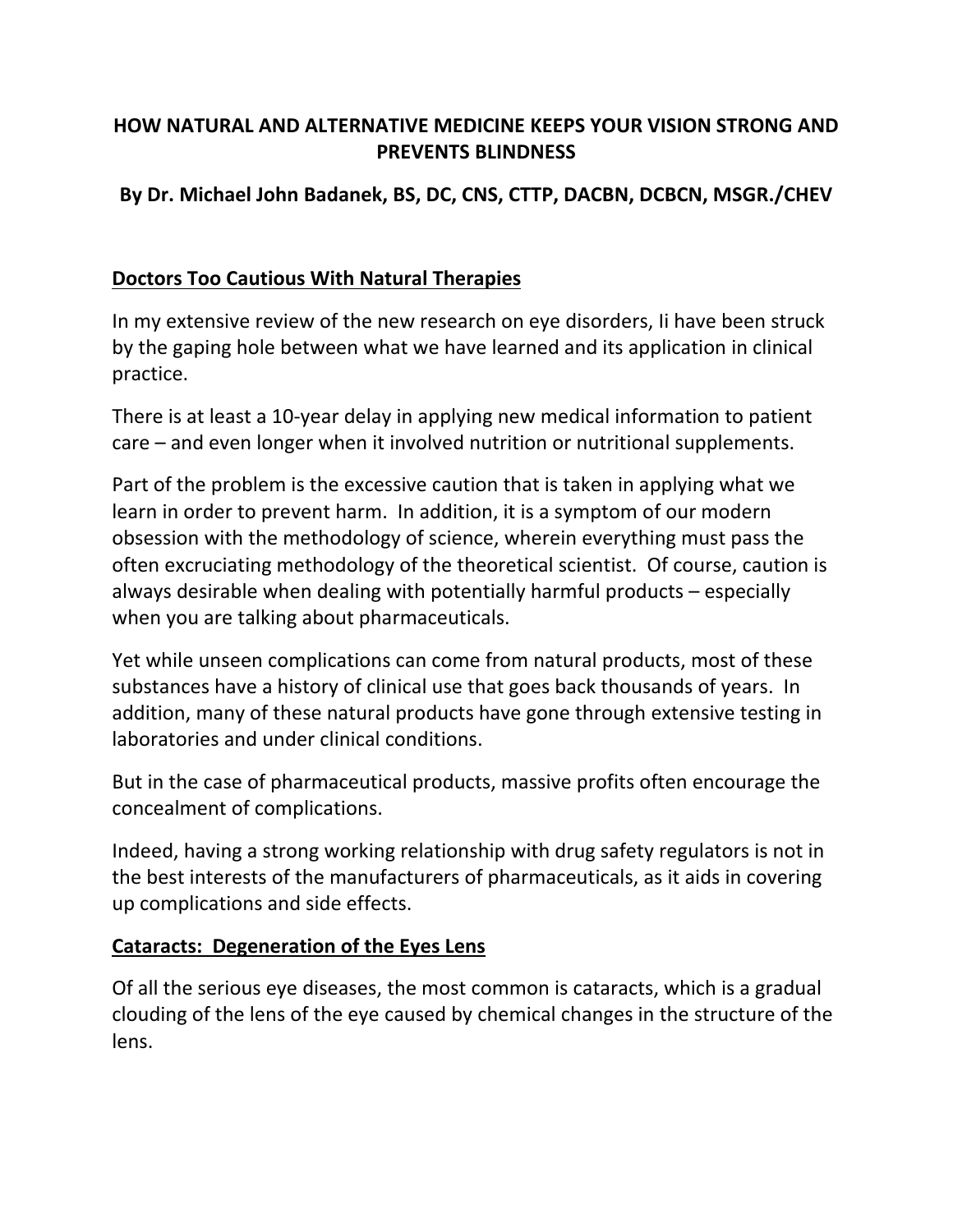# HOW NATURAL AND ALTERNATIVE MEDICINE KEEPS YOUR VISION STRONG AND PREVENTS BLINDNESS

**By Dr. Michael John Badanek, BS, DC, CNS, CTTP, DACBN, DCBCN, MSGR./CHEV**

## Doctors Too Cautious With Natural Therapies

In my extensive review of the new research on eye disorders, Ii have been struck by the gaping hole between what we have learned and its application in clinical practice.

There is at least a 10-year delay in applying new medical information to patient care – and even longer when it involved nutrition or nutritional supplements.

Part of the problem is the excessive caution that is taken in applying what we learn in order to prevent harm. In addition, it is a symptom of our modern obsession with the methodology of science, wherein everything must pass the often excruciating methodology of the theoretical scientist. Of course, caution is always desirable when dealing with potentially harmful products – especially when you are talking about pharmaceuticals.

Yet while unseen complications can come from natural products, most of these substances have a history of clinical use that goes back thousands of years. In addition, many of these natural products have gone through extensive testing in laboratories and under clinical conditions.

But in the case of pharmaceutical products, massive profits often encourage the concealment of complications.

Indeed, having a strong working relationship with drug safety regulators is not in the best interests of the manufacturers of pharmaceuticals, as it aids in covering up complications and side effects.

## Cataracts: Degeneration of the Eyes Lens

Of all the serious eye diseases, the most common is cataracts, which is a gradual clouding of the lens of the eye caused by chemical changes in the structure of the lens.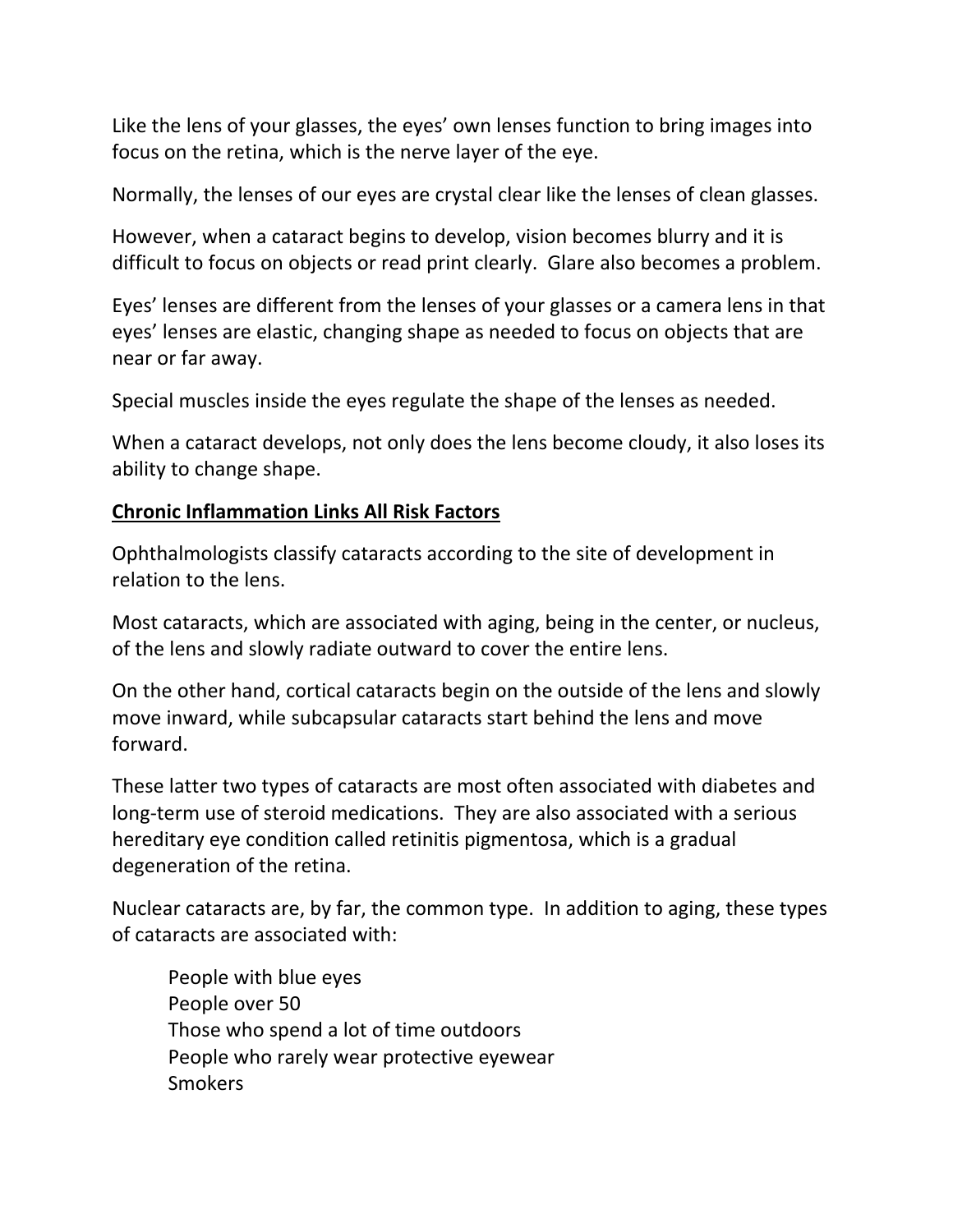Like the lens of your glasses, the eyes' own lenses function to bring images into focus on the retina, which is the nerve layer of the eye.

Normally, the lenses of our eyes are crystal clear like the lenses of clean glasses.

However, when a cataract begins to develop, vision becomes blurry and it is difficult to focus on objects or read print clearly. Glare also becomes a problem.

Eyes' lenses are different from the lenses of your glasses or a camera lens in that eyes' lenses are elastic, changing shape as needed to focus on objects that are near or far away.

Special muscles inside the eyes regulate the shape of the lenses as needed.

When a cataract develops, not only does the lens become cloudy, it also loses its ability to change shape.

**Chronic Inflammation Links All Risk Factors**

Ophthalmologists classify cataracts according to the site of development in relation to the lens.

Most cataracts, which are associated with aging, being in the center, or nucleus, of the lens and slowly radiate outward to cover the entire lens.

On the other hand, cortical cataracts begin on the outside of the lens and slowly move inward, while subcapsular cataracts start behind the lens and move forward.

These latter two types of cataracts are most often associated with diabetes and long-term use of steroid medications. They are also associated with a serious hereditary eye condition called retinitis pigmentosa, which is a gradual degeneration of the retina.

Nuclear cataracts are, by far, the common type. In addition to aging, these types of cataracts are associated with:

- People with blue eyes
- People over 50
- Those who spend a lot of time outdoors
- People who rarely wear protective eyewear
- Smokers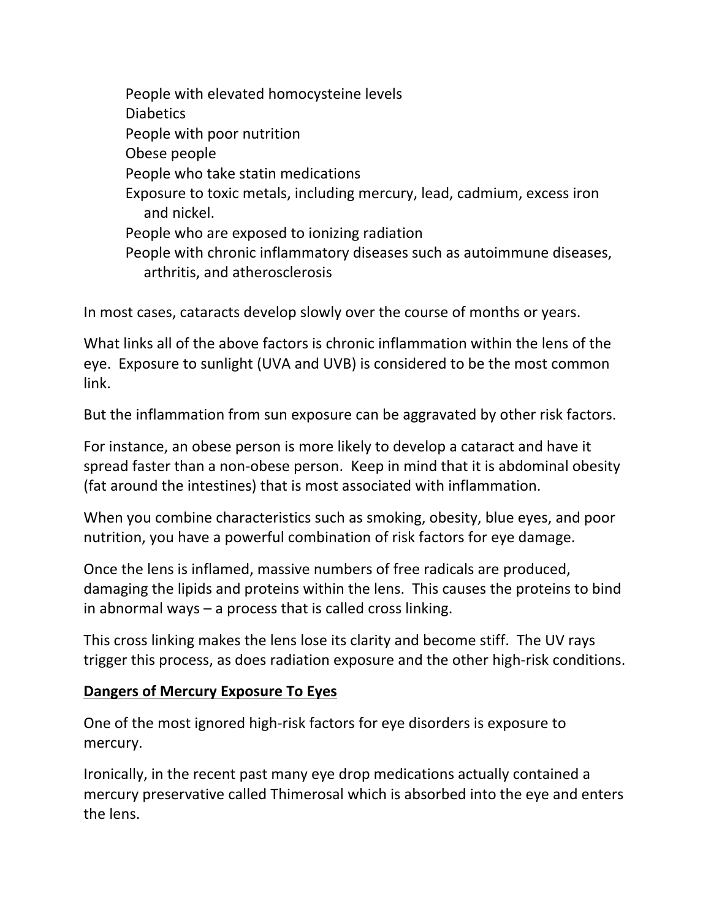- People with elevated homocysteine levels
- Diabetics
- People with poor nutrition
- Obese people
- People who take statin medications
- Exposure to toxic metals, including mercury, lead, cadmium, excess iron and nickel.
- People who are exposed to ionizing radiation
- People with chronic inflammatory diseases such as autoimmune diseases, arthritis, and atherosclerosis

In most cases, cataracts develop slowly over the course of months or years.

What links all of the above factors is chronic inflammation within the lens of the eye. Exposure to sunlight (UVA and UVB) is considered to be the most common link.

But the inflammation from sun exposure can be aggravated by other risk factors.

For instance, an obese person is more likely to develop a cataract and have it spread faster than a non-obese person. Keep in mind that it is abdominal obesity (fat around the intestines) that is most associated with inflammation.

When you combine characteristics such as smoking, obesity, blue eyes, and poor nutrition, you have a powerful combination of risk factors for eye damage.

Once the lens is inflamed, massive numbers of free radicals are produced, damaging the lipids and proteins within the lens. This causes the proteins to bind in abnormal ways – a process that is called cross linking.

This cross linking makes the lens lose its clarity and become stiff. The UV rays trigger this process, as does radiation exposure and the other high-risk conditions.

## Dangers of Mercury Exposure To Eyes

One of the most ignored high-risk factors for eye disorders is exposure to mercury.

Ironically, in the recent past many eye drop medications actually contained a mercury preservative called Thimerosal which is absorbed into the eye and enters the lens.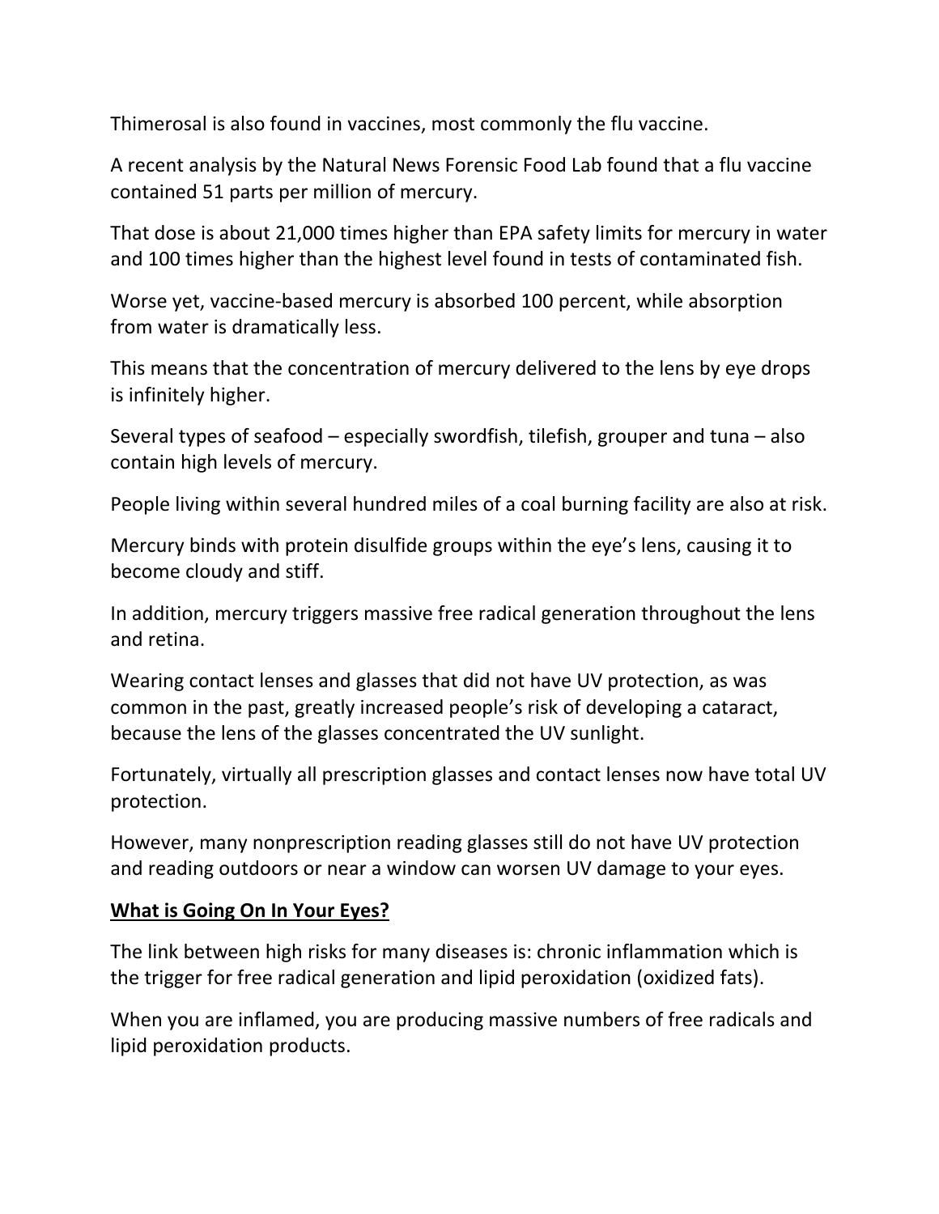Thimerosal is also found in vaccines, most commonly the flu vaccine.

A recent analysis by the Natural News Forensic Food Lab found that a flu vaccine contained 51 parts per million of mercury.

That dose is about 21,000 times higher than EPA safety limits for mercury in water and 100 times higher than the highest level found in tests of contaminated fish.

Worse yet, vaccine-based mercury is absorbed 100 percent, while absorption from water is dramatically less.

This means that the concentration of mercury delivered to the lens by eye drops is infinitely higher.

Several types of seafood – especially swordfish, tilefish, grouper and tuna – also contain high levels of mercury.

People living within several hundred miles of a coal burning facility are also at risk.

Mercury binds with protein disulfide groups within the eye's lens, causing it to become cloudy and stiff.

In addition, mercury triggers massive free radical generation throughout the lens and retina.

Wearing contact lenses and glasses that did not have UV protection, as was common in the past, greatly increased people's risk of developing a cataract, because the lens of the glasses concentrated the UV sunlight.

Fortunately, virtually all prescription glasses and contact lenses now have total UV protection.

However, many nonprescription reading glasses still do not have UV protection and reading outdoors or near a window can worsen UV damage to your eyes.

## What is Going On In Your Eyes?

The link between high risks for many diseases is: chronic inflammation which is the trigger for free radical generation and lipid peroxidation (oxidized fats).

When you are inflamed, you are producing massive numbers of free radicals and lipid peroxidation products.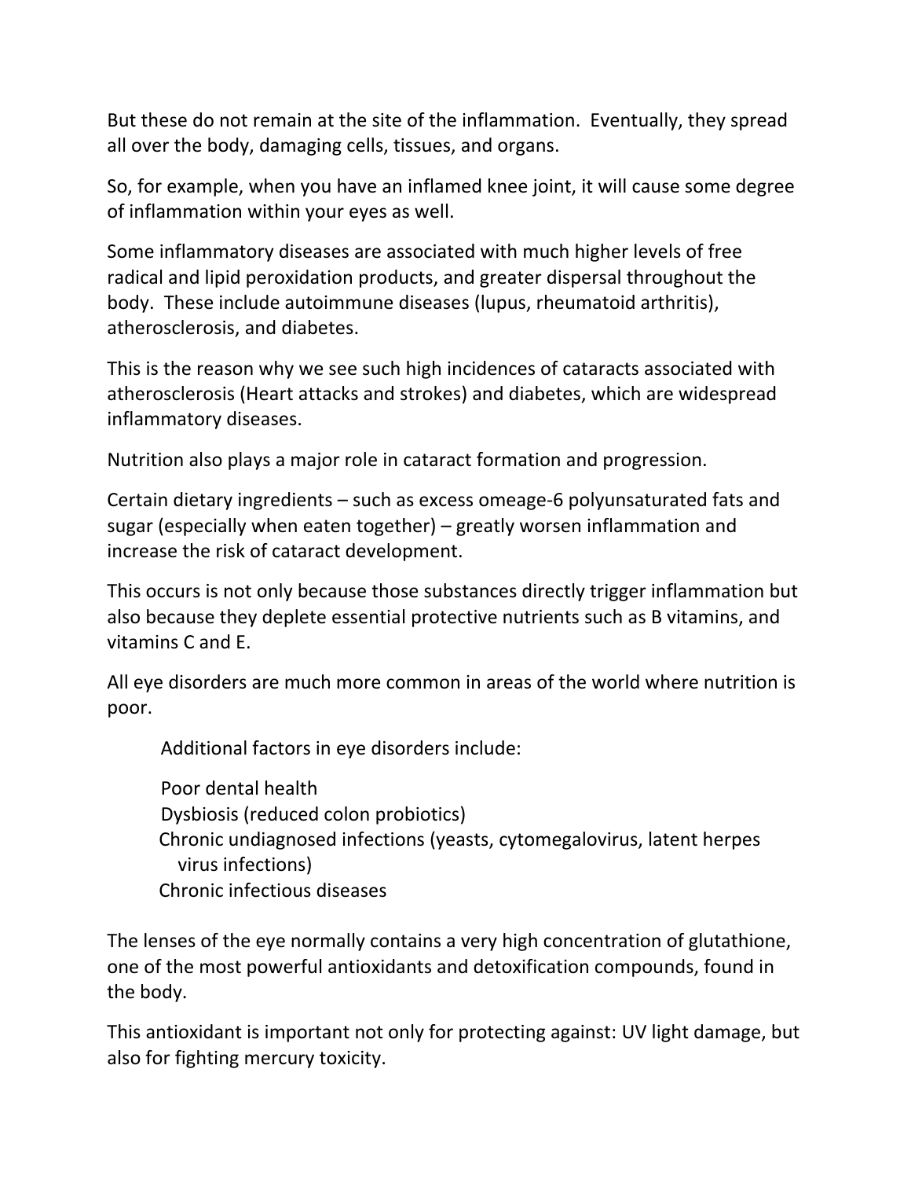But these do not remain at the site of the inflammation. Eventually, they spread all over the body, damaging cells, tissues, and organs.

So, for example, when you have an inflamed knee joint, it will cause some degree of inflammation within your eyes as well.

Some inflammatory diseases are associated with much higher levels of free radical and lipid peroxidation products, and greater dispersal throughout the body. These include autoimmune diseases (lupus, rheumatoid arthritis), atherosclerosis, and diabetes.

This is the reason why we see such high incidences of cataracts associated with atherosclerosis (Heart attacks and strokes) and diabetes, which are widespread inflammatory diseases.

Nutrition also plays a major role in cataract formation and progression.

Certain dietary ingredients – such as excess omeage-6 polyunsaturated fats and sugar (especially when eaten together) – greatly worsen inflammation and increase the risk of cataract development.

This occurs is not only because those substances directly trigger inflammation but also because they deplete essential protective nutrients such as B vitamins, and vitamins C and E.

All eye disorders are much more common in areas of the world where nutrition is poor.

Additional factors in eye disorders include:

- Poor dental health
- Dysbiosis (reduced colon probiotics)
- Chronic undiagnosed infections (yeasts, cytomegalovirus, latent herpes virus infections)
- Chronic infectious diseases

The lenses of the eye normally contains a very high concentration of glutathione, one of the most powerful antioxidants and detoxification compounds, found in the body.

This antioxidant is important not only for protecting against: UV light damage, but also for fighting mercury toxicity.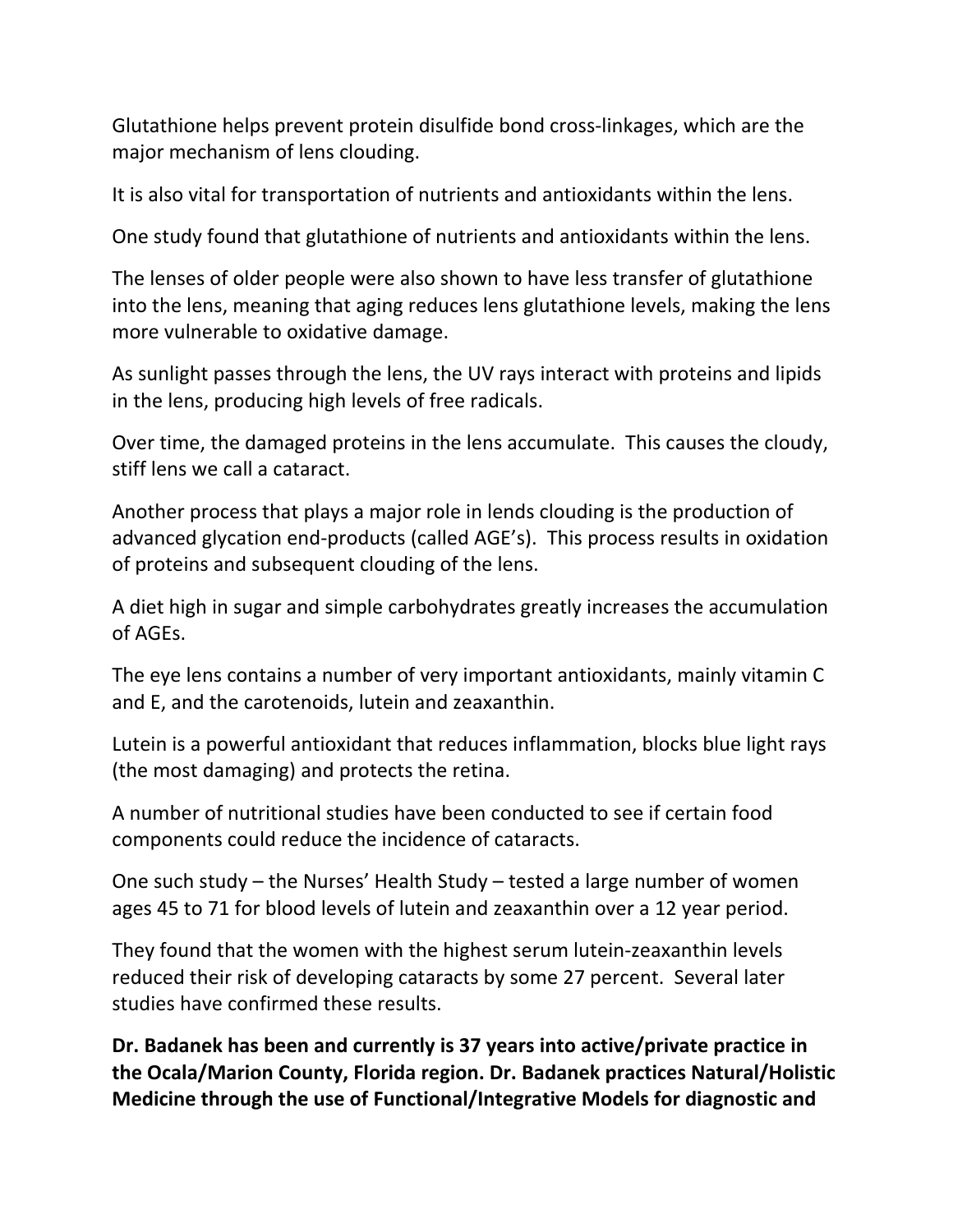Glutathione helps prevent protein disulfide bond cross-linkages, which are the major mechanism of lens clouding.

It is also vital for transportation of nutrients and antioxidants within the lens.

One study found that glutathione of nutrients and antioxidants within the lens.

The lenses of older people were also shown to have less transfer of glutathione into the lens, meaning that aging reduces lens glutathione levels, making the lens more vulnerable to oxidative damage.

As sunlight passes through the lens, the UV rays interact with proteins and lipids in the lens, producing high levels of free radicals.

Over time, the damaged proteins in the lens accumulate. This causes the cloudy, stiff lens we call a cataract.

Another process that plays a major role in lends clouding is the production of advanced glycation end-products (called AGE's). This process results in oxidation of proteins and subsequent clouding of the lens.

A diet high in sugar and simple carbohydrates greatly increases the accumulation of AGEs.

The eye lens contains a number of very important antioxidants, mainly vitamin C and E, and the carotenoids, lutein and zeaxanthin.

Lutein is a powerful antioxidant that reduces inflammation, blocks blue light rays (the most damaging) and protects the retina.

A number of nutritional studies have been conducted to see if certain food components could reduce the incidence of cataracts.

One such study – the Nurses' Health Study – tested a large number of women ages 45 to 71 for blood levels of lutein and zeaxanthin over a 12 year period.

They found that the women with the highest serum lutein-zeaxanthin levels reduced their risk of developing cataracts by some 27 percent. Several later studies have confirmed these results.

**Dr. Badanek has been and currently is 37 years into active/private practice in the Ocala/Marion County, Florida region. Dr. Badanek practices Natural/Holistic Medicine through the use of Functional/Integrative Models for diagnostic and**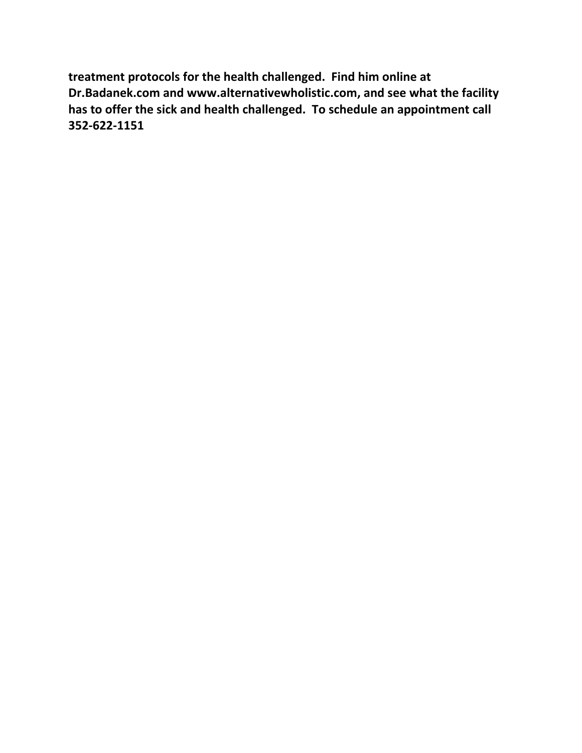**treatment protocols for the health challenged. Find him online at Dr.Badanek.com and www.alternativewholistic.com, and see what the facility has to offer the sick and health challenged. To schedule an appointment call 352-622-1151**